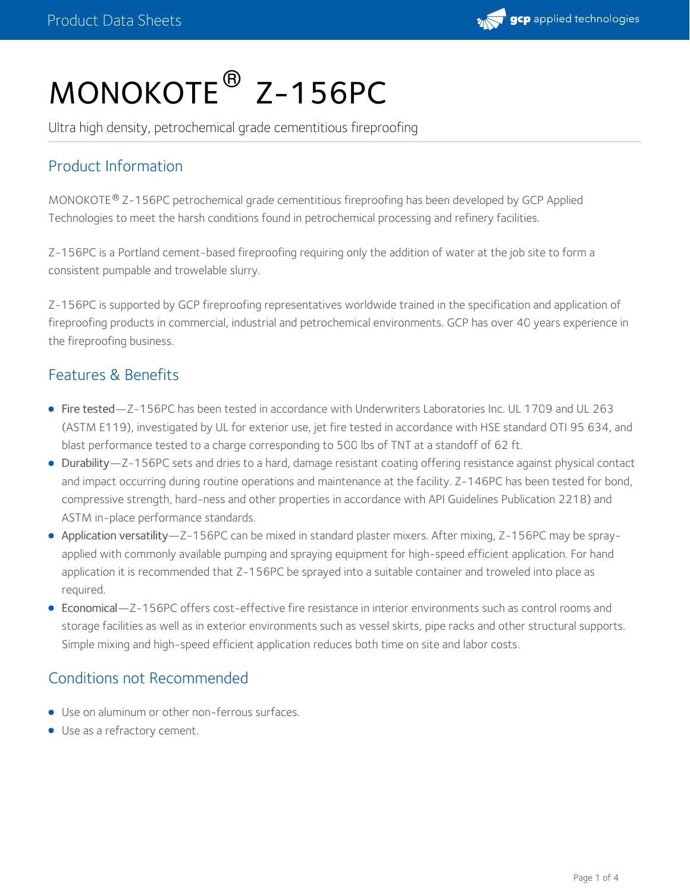# MONOKOTE® Z-156PC

Ultra high density, petrochemical grade cementitious fireproofing

## Product Information

MONOKOTE® Z-156PC petrochemical grade cementitious fireproofing has been developed by GCP Applied Technologies to meet the harsh conditions found in petrochemical processing and refinery facilities.

Z-156PC is a Portland cement-based fireproofing requiring only the addition of water at the job site to form a consistent pumpable and trowelable slurry.

Z-156PC is supported by GCP fireproofing representatives worldwide trained in the specification and application of fireproofing products in commercial, industrial and petrochemical environments. GCP has over 40 years experience in the fireproofing business.

## Features & Benefits

- Fire tested—Z-156PC has been tested in accordance with Underwriters Laboratories Inc. UL 1709 and UL 263 (ASTM E119), investigated by UL for exterior use, jet fire tested in accordance with HSE standard OTI 95 634, and blast performance tested to a charge corresponding to 500 lbs of TNT at a standoff of 62 ft.
- Durability—Z-156PC sets and dries to a hard, damage resistant coating offering resistance against physical contact and impact occurring during routine operations and maintenance at the facility. Z-146PC has been tested for bond, compressive strength, hard-ness and other properties in accordance with API Guidelines Publication 2218) and ASTM in-place performance standards.
- Application versatility—Z-156PC can be mixed in standard plaster mixers. After mixing, Z-156PC may be spray-applied with commonly available pumping and spraying equipment for high-speed efficient application. For hand application it is recommended that Z-156PC be sprayed into a suitable container and troweled into place as required.
- Economical—Z-156PC offers cost-effective fire resistance in interior environments such as control rooms and storage facilities as well as in exterior environments such as vessel skirts, pipe racks and other structural supports. Simple mixing and high-speed efficient application reduces both time on site and labor costs.

## Conditions not Recommended

- Use on aluminum or other non-ferrous surfaces.
- Use as a refractory cement.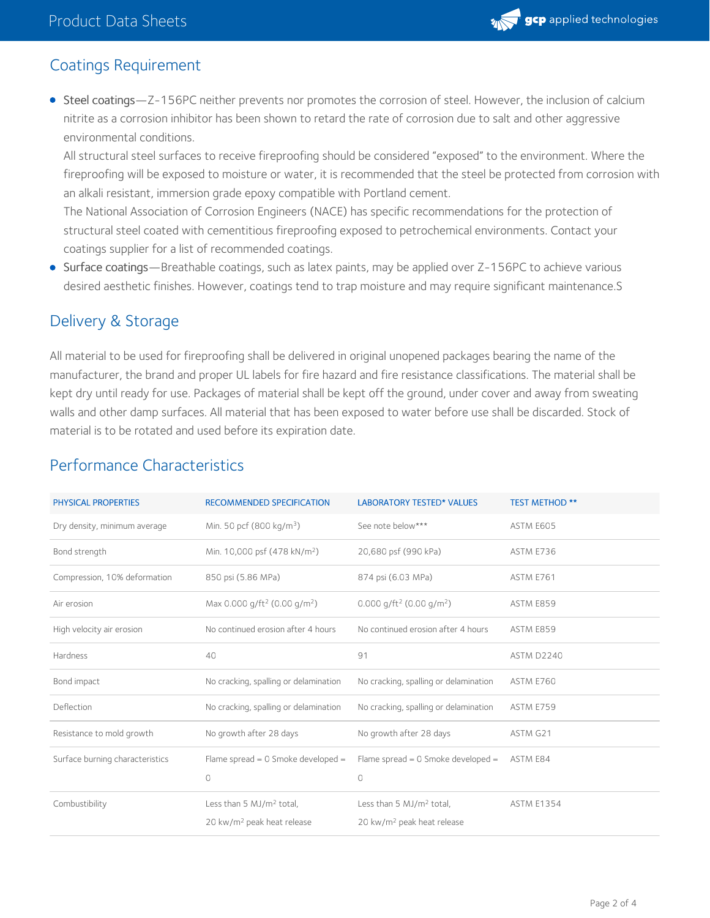## Coatings Requirement

- **Steel coatings**—Z-156PC neither prevents nor promotes the corrosion of steel. However, the inclusion of calcium nitrite as a corrosion inhibitor has been shown to retard the rate of corrosion due to salt and other aggressive environmental conditions.
  All structural steel surfaces to receive fireproofing should be considered "exposed" to the environment. Where the fireproofing will be exposed to moisture or water, it is recommended that the steel be protected from corrosion with an alkali resistant, immersion grade epoxy compatible with Portland cement.
  The National Association of Corrosion Engineers (NACE) has specific recommendations for the protection of structural steel coated with cementitious fireproofing exposed to petrochemical environments. Contact your coatings supplier for a list of recommended coatings.
- **Surface coatings**—Breathable coatings, such as latex paints, may be applied over Z-156PC to achieve various desired aesthetic finishes. However, coatings tend to trap moisture and may require significant maintenance.S

## Delivery & Storage

All material to be used for fireproofing shall be delivered in original unopened packages bearing the name of the manufacturer, the brand and proper UL labels for fire hazard and fire resistance classifications. The material shall be kept dry until ready for use. Packages of material shall be kept off the ground, under cover and away from sweating walls and other damp surfaces. All material that has been exposed to water before use shall be discarded. Stock of material is to be rotated and used before its expiration date.

## Performance Characteristics

| PHYSICAL PROPERTIES | RECOMMENDED SPECIFICATION | LABORATORY TESTED* VALUES | TEST METHOD ** |
|---|---|---|---|
| Dry density, minimum average | Min. 50 pcf (800 kg/m$^3$) | See note below*** | ASTM E605 |
| Bond strength | Min. 10,000 psf (478 kN/m$^2$) | 20,680 psf (990 kPa) | ASTM E736 |
| Compression, 10% deformation | 850 psi (5.86 MPa) | 874 psi (6.03 MPa) | ASTM E761 |
| Air erosion | Max 0.000 g/ft$^2$ (0.00 g/m$^2$) | 0.000 g/ft$^2$ (0.00 g/m$^2$) | ASTM E859 |
| High velocity air erosion | No continued erosion after 4 hours | No continued erosion after 4 hours | ASTM E859 |
| Hardness | 40 | 91 | ASTM D2240 |
| Bond impact | No cracking, spalling or delamination | No cracking, spalling or delamination | ASTM E760 |
| Deflection | No cracking, spalling or delamination | No cracking, spalling or delamination | ASTM E759 |
| Resistance to mold growth | No growth after 28 days | No growth after 28 days | ASTM G21 |
| Surface burning characteristics | Flame spread = 0 Smoke developed = 0 | Flame spread = 0 Smoke developed = 0 | ASTM E84 |
| Combustibility | Less than 5 MJ/m$^2$ total, 20 kw/m$^2$ peak heat release | Less than 5 MJ/m$^2$ total, 20 kw/m$^2$ peak heat release | ASTM E1354 |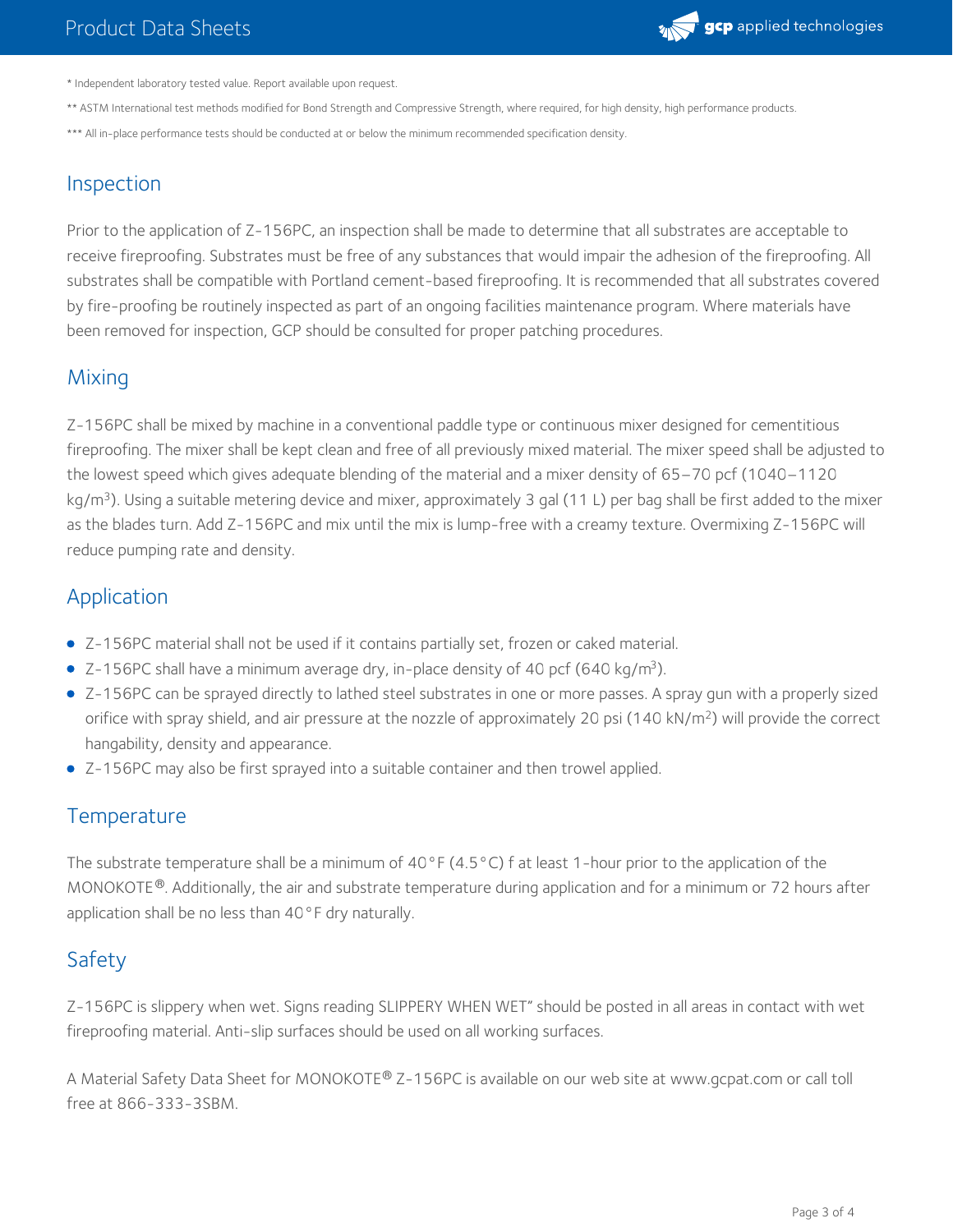\* Independent laboratory tested value. Report available upon request.

\*\* ASTM International test methods modified for Bond Strength and Compressive Strength, where required, for high density, high performance products.

\*\*\* All in-place performance tests should be conducted at or below the minimum recommended specification density.

## Inspection

Prior to the application of Z-156PC, an inspection shall be made to determine that all substrates are acceptable to receive fireproofing. Substrates must be free of any substances that would impair the adhesion of the fireproofing. All substrates shall be compatible with Portland cement-based fireproofing. It is recommended that all substrates covered by fire-proofing be routinely inspected as part of an ongoing facilities maintenance program. Where materials have been removed for inspection, GCP should be consulted for proper patching procedures.

## Mixing

Z-156PC shall be mixed by machine in a conventional paddle type or continuous mixer designed for cementitious fireproofing. The mixer shall be kept clean and free of all previously mixed material. The mixer speed shall be adjusted to the lowest speed which gives adequate blending of the material and a mixer density of 65–70 pcf (1040–1120 kg/m$^3$). Using a suitable metering device and mixer, approximately 3 gal (11 L) per bag shall be first added to the mixer as the blades turn. Add Z-156PC and mix until the mix is lump-free with a creamy texture. Overmixing Z-156PC will reduce pumping rate and density.

## Application

- Z-156PC material shall not be used if it contains partially set, frozen or caked material.
- Z-156PC shall have a minimum average dry, in-place density of 40 pcf (640 kg/m$^3$).
- Z-156PC can be sprayed directly to lathed steel substrates in one or more passes. A spray gun with a properly sized orifice with spray shield, and air pressure at the nozzle of approximately 20 psi (140 kN/m$^2$) will provide the correct hangability, density and appearance.
- Z-156PC may also be first sprayed into a suitable container and then trowel applied.

## Temperature

The substrate temperature shall be a minimum of 40°F (4.5°C) f at least 1-hour prior to the application of the MONOKOTE®. Additionally, the air and substrate temperature during application and for a minimum or 72 hours after application shall be no less than 40°F dry naturally.

## Safety

Z-156PC is slippery when wet. Signs reading SLIPPERY WHEN WET" should be posted in all areas in contact with wet fireproofing material. Anti-slip surfaces should be used on all working surfaces.

A Material Safety Data Sheet for MONOKOTE® Z-156PC is available on our web site at www.gcpat.com or call toll free at 866-333-3SBM.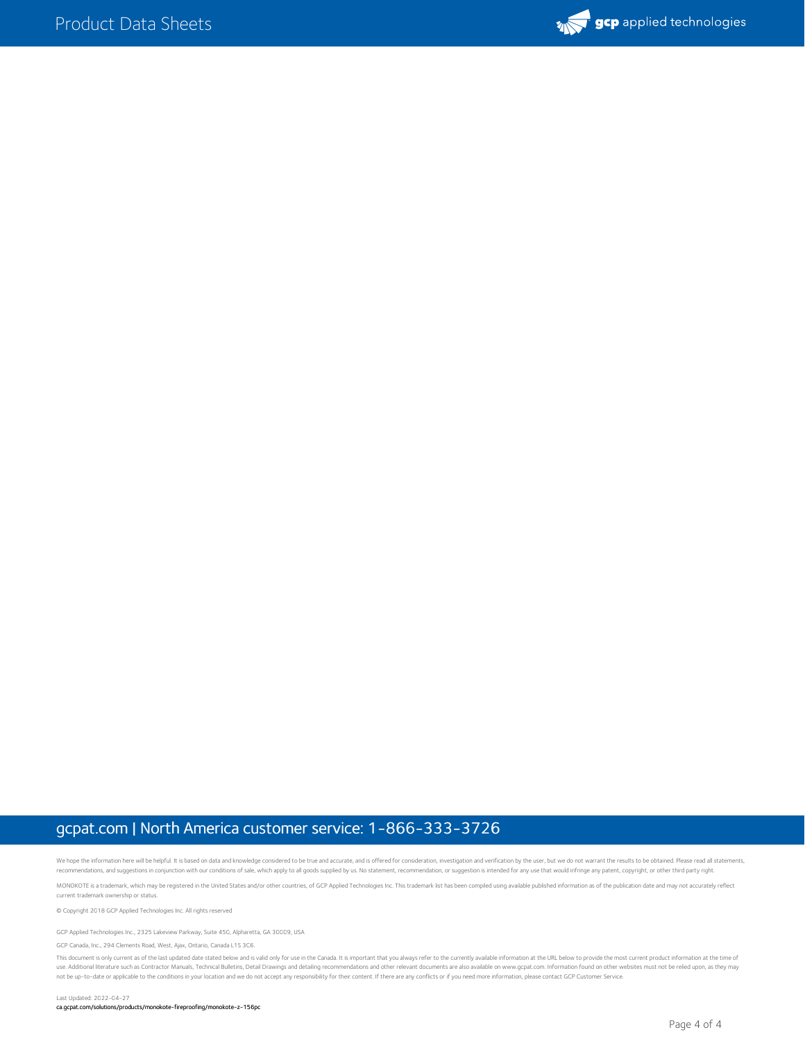gcpat.com | North America customer service: 1-866-333-3726

We hope the information here will be helpful. It is based on data and knowledge considered to be true and accurate, and is offered for consideration, investigation and verification by the user, but we do not warrant the results to be obtained. Please read all statements, recommendations, and suggestions in conjunction with our conditions of sale, which apply to all goods supplied by us. No statement, recommendation, or suggestion is intended for any use that would infringe any patent, copyright, or other third party right.

MONOKOTE is a trademark, which may be registered in the United States and/or other countries, of GCP Applied Technologies Inc. This trademark list has been compiled using available published information as of the publication date and may not accurately reflect current trademark ownership or status.

© Copyright 2018 GCP Applied Technologies Inc. All rights reserved

GCP Applied Technologies Inc., 2325 Lakeview Parkway, Suite 450, Alpharetta, GA 30009, USA

GCP Canada, Inc., 294 Clements Road, West, Ajax, Ontario, Canada L1S 3C6.

This document is only current as of the last updated date stated below and is valid only for use in the Canada. It is important that you always refer to the currently available information at the URL below to provide the most current product information at the time of use. Additional literature such as Contractor Manuals, Technical Bulletins, Detail Drawings and detailing recommendations and other relevant documents are also available on www.gcpat.com. Information found on other websites must not be relied upon, as they may not be up-to-date or applicable to the conditions in your location and we do not accept any responsibility for their content. If there are any conflicts or if you need more information, please contact GCP Customer Service.

Last Updated: 2022-04-27

ca.gcpat.com/solutions/products/monokote-fireproofing/monokote-z-156pc